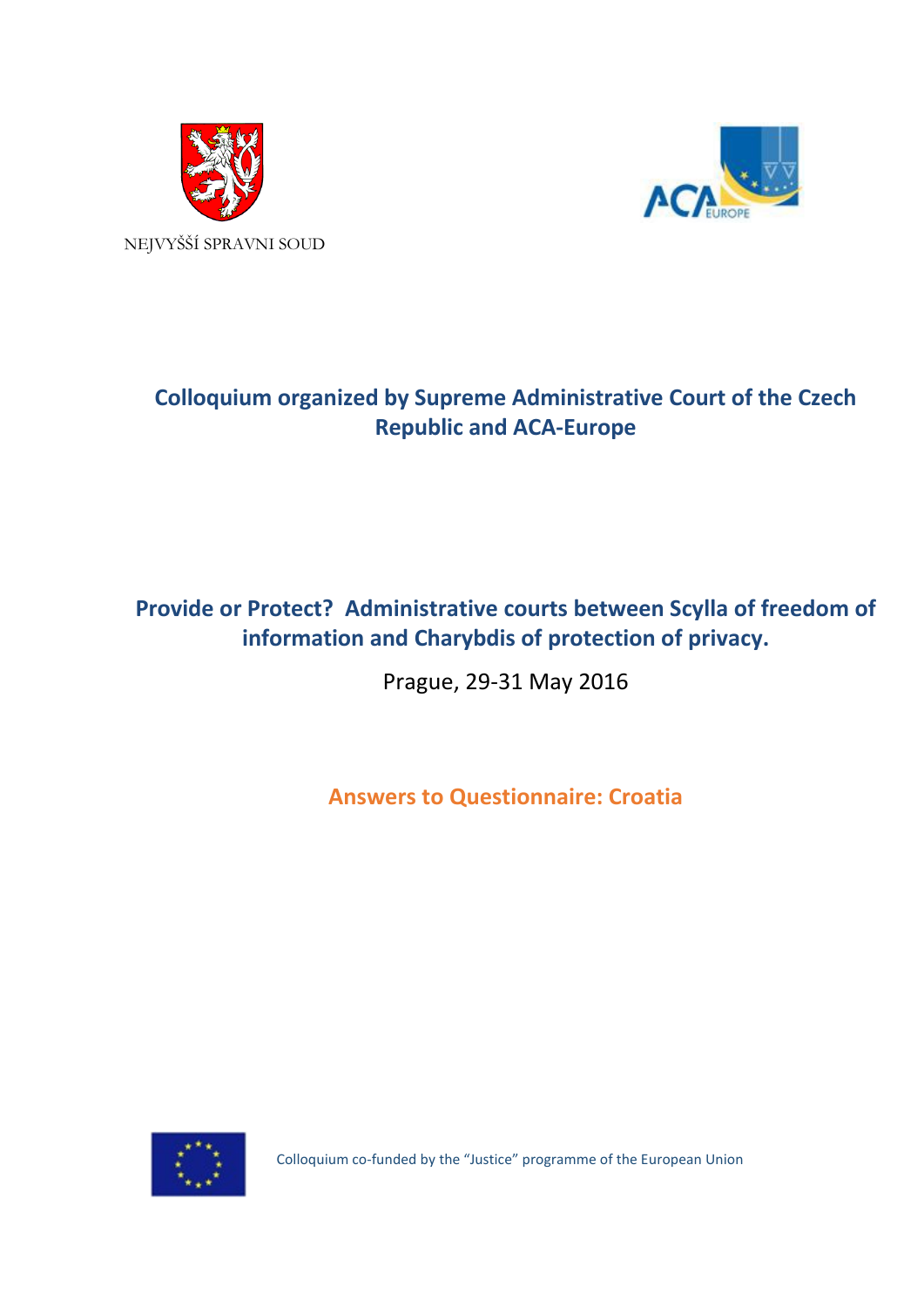NEJVYŠŠÍ SPRAVNI SOUD

# Colloquium organized by Supreme Administrative Court of the Czech Republic and ACA-Europe

## Provide or Protect? Administrative courts between Scylla of freedom of information and Charybdis of protection of privacy.

Prague, 29-31 May 2016

## Answers to Questionnaire: Croatia

Colloquium co-funded by the "Justice" programme of the European Union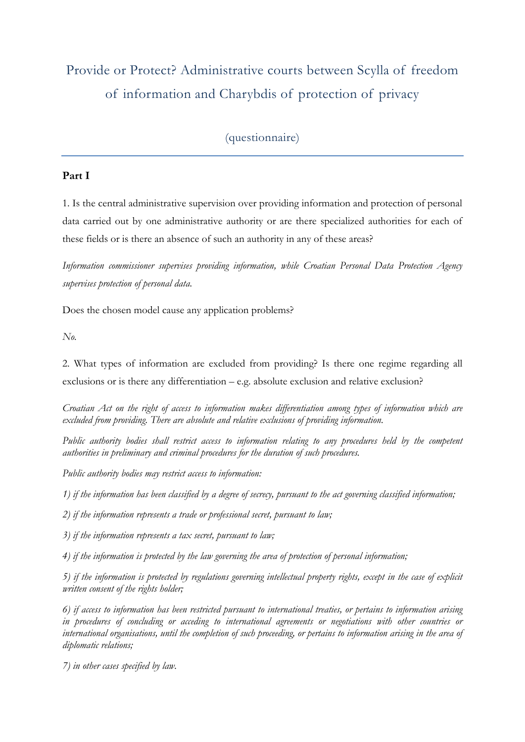# Provide or Protect? Administrative courts between Scylla of freedom of information and Charybdis of protection of privacy

(questionnaire)

---

**Part I**

1. Is the central administrative supervision over providing information and protection of personal data carried out by one administrative authority or are there specialized authorities for each of these fields or is there an absence of such an authority in any of these areas?

*Information commissioner supervises providing information, while Croatian Personal Data Protection Agency supervises protection of personal data.*

Does the chosen model cause any application problems?

*No.*

2. What types of information are excluded from providing? Is there one regime regarding all exclusions or is there any differentiation – e.g. absolute exclusion and relative exclusion?

*Croatian Act on the right of access to information makes differentiation among types of information which are excluded from providing. There are absolute and relative exclusions of providing information.*

*Public authority bodies shall restrict access to information relating to any procedures held by the competent authorities in preliminary and criminal procedures for the duration of such procedures.*

*Public authority bodies may restrict access to information:*

*1) if the information has been classified by a degree of secrecy, pursuant to the act governing classified information;*

*2) if the information represents a trade or professional secret, pursuant to law;*

*3) if the information represents a tax secret, pursuant to law;*

*4) if the information is protected by the law governing the area of protection of personal information;*

*5) if the information is protected by regulations governing intellectual property rights, except in the case of explicit written consent of the rights holder;*

*6) if access to information has been restricted pursuant to international treaties, or pertains to information arising in procedures of concluding or acceding to international agreements or negotiations with other countries or international organisations, until the completion of such proceeding, or pertains to information arising in the area of diplomatic relations;*

*7) in other cases specified by law.*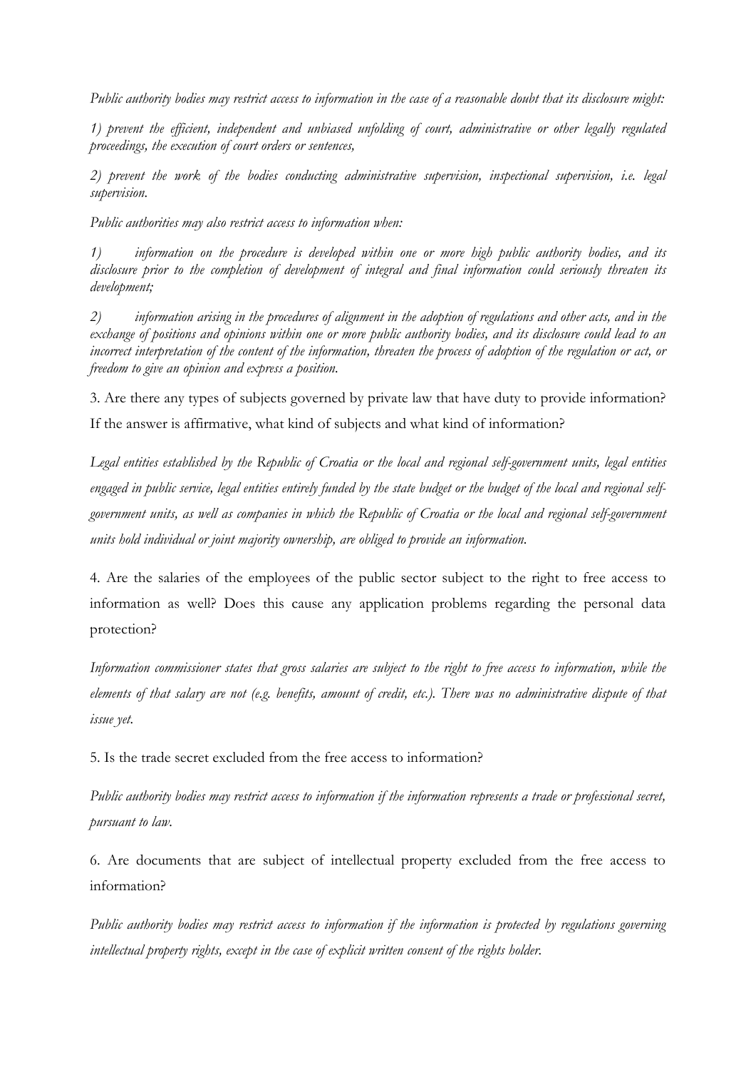*Public authority bodies may restrict access to information in the case of a reasonable doubt that its disclosure might:*

*1) prevent the efficient, independent and unbiased unfolding of court, administrative or other legally regulated proceedings, the execution of court orders or sentences,*

*2) prevent the work of the bodies conducting administrative supervision, inspectional supervision, i.e. legal supervision.*

*Public authorities may also restrict access to information when:*

*1) information on the procedure is developed within one or more high public authority bodies, and its disclosure prior to the completion of development of integral and final information could seriously threaten its development;*

*2) information arising in the procedures of alignment in the adoption of regulations and other acts, and in the exchange of positions and opinions within one or more public authority bodies, and its disclosure could lead to an incorrect interpretation of the content of the information, threaten the process of adoption of the regulation or act, or freedom to give an opinion and express a position.*

3. Are there any types of subjects governed by private law that have duty to provide information? If the answer is affirmative, what kind of subjects and what kind of information?

*Legal entities established by the Republic of Croatia or the local and regional self-government units, legal entities engaged in public service, legal entities entirely funded by the state budget or the budget of the local and regional self-government units, as well as companies in which the Republic of Croatia or the local and regional self-government units hold individual or joint majority ownership, are obliged to provide an information.*

4. Are the salaries of the employees of the public sector subject to the right to free access to information as well? Does this cause any application problems regarding the personal data protection?

*Information commissioner states that gross salaries are subject to the right to free access to information, while the elements of that salary are not (e.g. benefits, amount of credit, etc.). There was no administrative dispute of that issue yet.*

5. Is the trade secret excluded from the free access to information?

*Public authority bodies may restrict access to information if the information represents a trade or professional secret, pursuant to law.*

6. Are documents that are subject of intellectual property excluded from the free access to information?

*Public authority bodies may restrict access to information if the information is protected by regulations governing intellectual property rights, except in the case of explicit written consent of the rights holder.*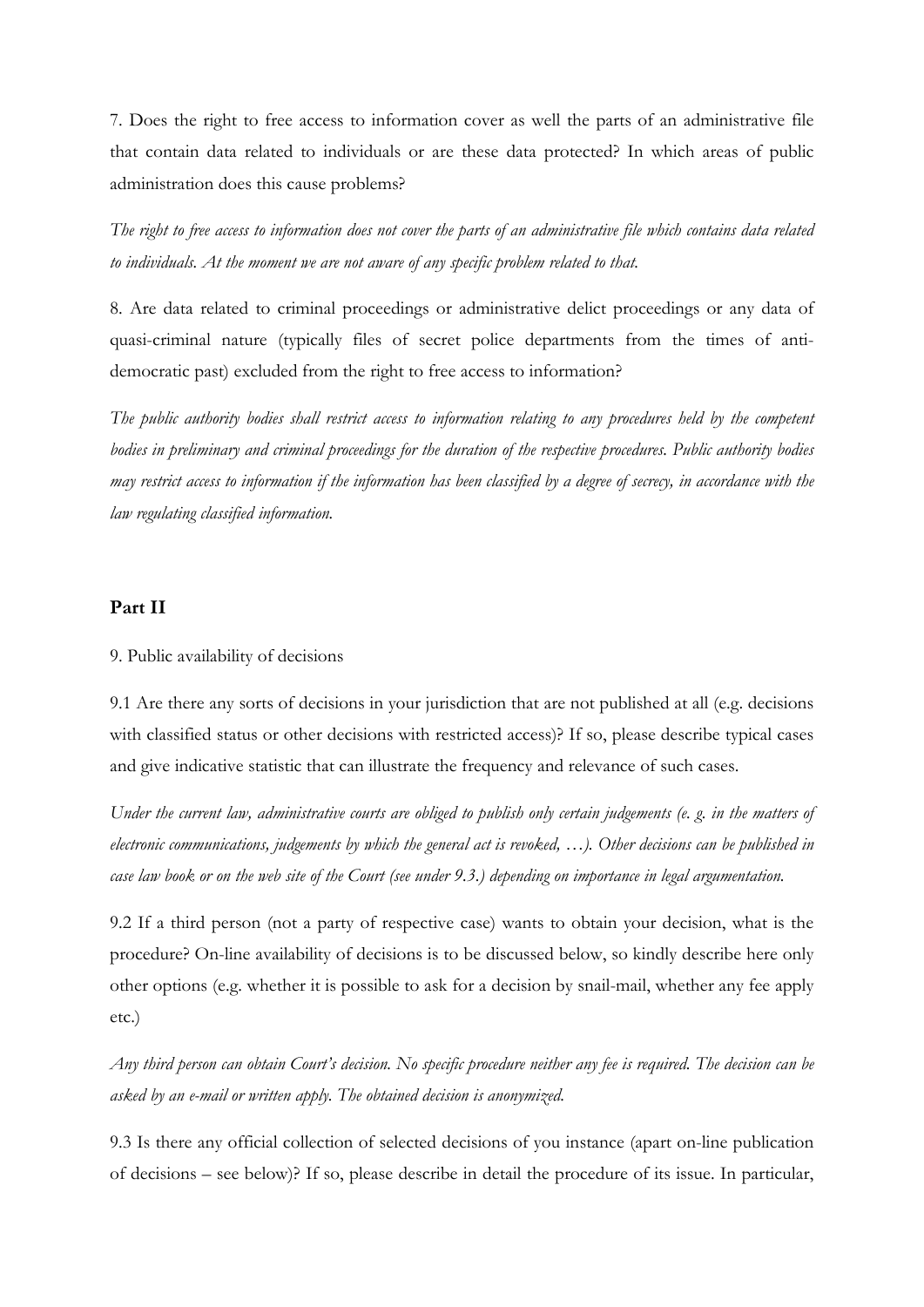7. Does the right to free access to information cover as well the parts of an administrative file that contain data related to individuals or are these data protected? In which areas of public administration does this cause problems?

*The right to free access to information does not cover the parts of an administrative file which contains data related to individuals. At the moment we are not aware of any specific problem related to that.*

8. Are data related to criminal proceedings or administrative delict proceedings or any data of quasi-criminal nature (typically files of secret police departments from the times of anti-democratic past) excluded from the right to free access to information?

*The public authority bodies shall restrict access to information relating to any procedures held by the competent bodies in preliminary and criminal proceedings for the duration of the respective procedures. Public authority bodies may restrict access to information if the information has been classified by a degree of secrecy, in accordance with the law regulating classified information.*

## Part II

9. Public availability of decisions

9.1 Are there any sorts of decisions in your jurisdiction that are not published at all (e.g. decisions with classified status or other decisions with restricted access)? If so, please describe typical cases and give indicative statistic that can illustrate the frequency and relevance of such cases.

*Under the current law, administrative courts are obliged to publish only certain judgements (e. g. in the matters of electronic communications, judgements by which the general act is revoked, …). Other decisions can be published in case law book or on the web site of the Court (see under 9.3.) depending on importance in legal argumentation.*

9.2 If a third person (not a party of respective case) wants to obtain your decision, what is the procedure? On-line availability of decisions is to be discussed below, so kindly describe here only other options (e.g. whether it is possible to ask for a decision by snail-mail, whether any fee apply etc.)

*Any third person can obtain Court's decision. No specific procedure neither any fee is required. The decision can be asked by an e-mail or written apply. The obtained decision is anonymized.*

9.3 Is there any official collection of selected decisions of you instance (apart on-line publication of decisions – see below)? If so, please describe in detail the procedure of its issue. In particular,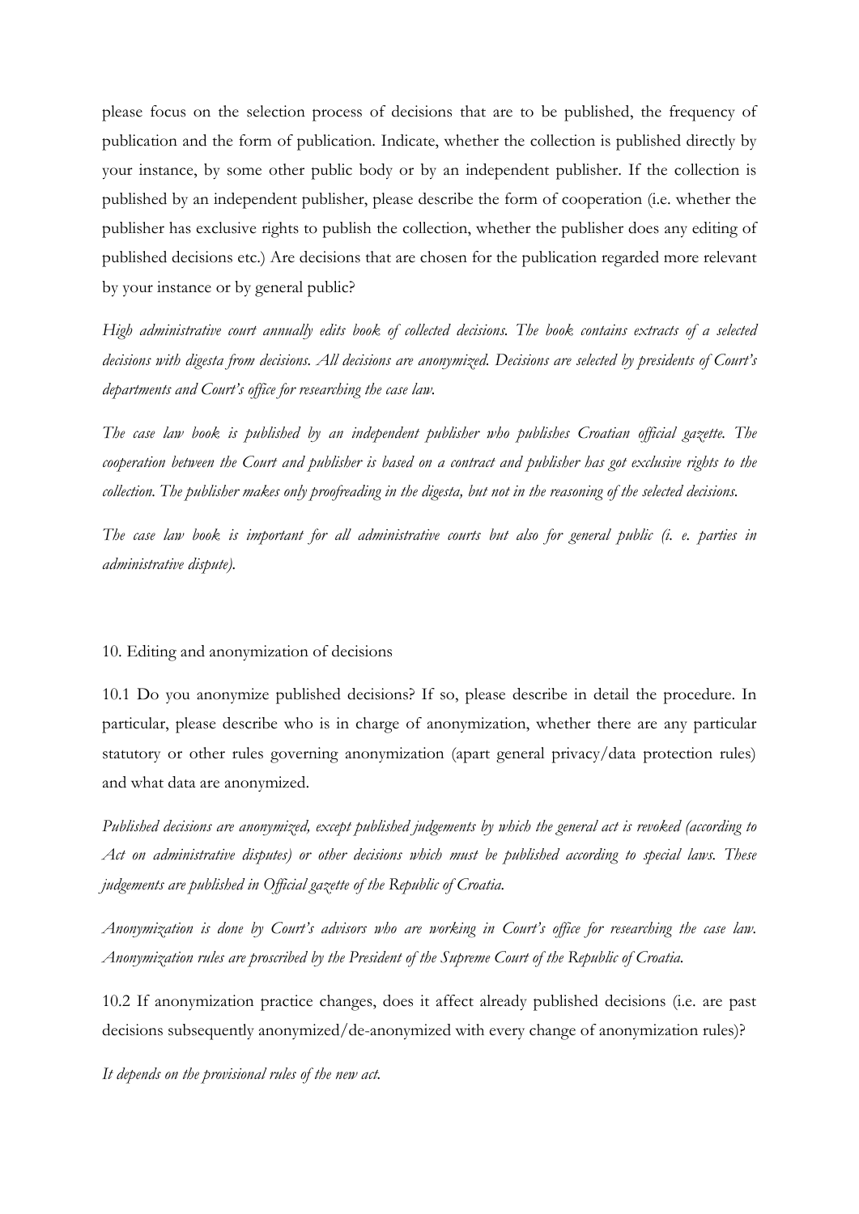please focus on the selection process of decisions that are to be published, the frequency of publication and the form of publication. Indicate, whether the collection is published directly by your instance, by some other public body or by an independent publisher. If the collection is published by an independent publisher, please describe the form of cooperation (i.e. whether the publisher has exclusive rights to publish the collection, whether the publisher does any editing of published decisions etc.) Are decisions that are chosen for the publication regarded more relevant by your instance or by general public?

*High administrative court annually edits book of collected decisions. The book contains extracts of a selected decisions with digesta from decisions. All decisions are anonymized. Decisions are selected by presidents of Court's departments and Court's office for researching the case law.*

*The case law book is published by an independent publisher who publishes Croatian official gazette. The cooperation between the Court and publisher is based on a contract and publisher has got exclusive rights to the collection. The publisher makes only proofreading in the digesta, but not in the reasoning of the selected decisions.*

*The case law book is important for all administrative courts but also for general public (i. e. parties in administrative dispute).*

10. Editing and anonymization of decisions

10.1 Do you anonymize published decisions? If so, please describe in detail the procedure. In particular, please describe who is in charge of anonymization, whether there are any particular statutory or other rules governing anonymization (apart general privacy/data protection rules) and what data are anonymized.

*Published decisions are anonymized, except published judgements by which the general act is revoked (according to Act on administrative disputes) or other decisions which must be published according to special laws. These judgements are published in Official gazette of the Republic of Croatia.*

*Anonymization is done by Court's advisors who are working in Court's office for researching the case law. Anonymization rules are proscribed by the President of the Supreme Court of the Republic of Croatia.*

10.2 If anonymization practice changes, does it affect already published decisions (i.e. are past decisions subsequently anonymized/de-anonymized with every change of anonymization rules)?

*It depends on the provisional rules of the new act.*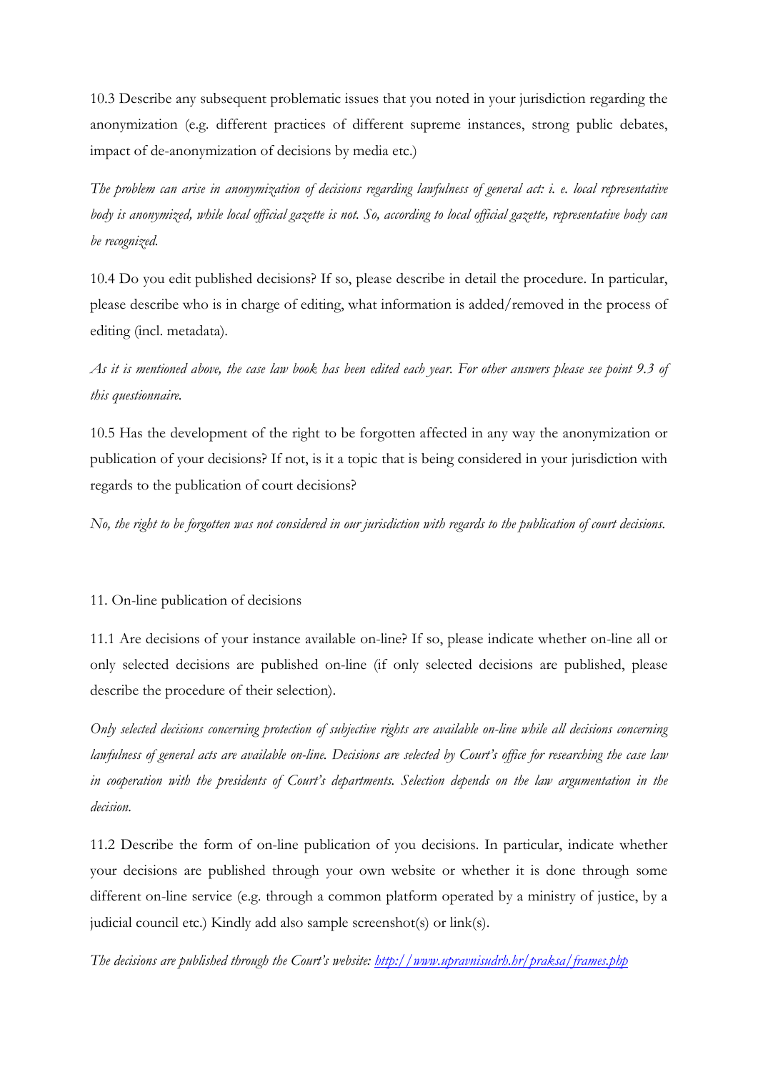10.3 Describe any subsequent problematic issues that you noted in your jurisdiction regarding the anonymization (e.g. different practices of different supreme instances, strong public debates, impact of de-anonymization of decisions by media etc.)

*The problem can arise in anonymization of decisions regarding lawfulness of general act: i. e. local representative body is anonymized, while local official gazette is not. So, according to local official gazette, representative body can be recognized.*

10.4 Do you edit published decisions? If so, please describe in detail the procedure. In particular, please describe who is in charge of editing, what information is added/removed in the process of editing (incl. metadata).

*As it is mentioned above, the case law book has been edited each year. For other answers please see point 9.3 of this questionnaire.*

10.5 Has the development of the right to be forgotten affected in any way the anonymization or publication of your decisions? If not, is it a topic that is being considered in your jurisdiction with regards to the publication of court decisions?

*No, the right to be forgotten was not considered in our jurisdiction with regards to the publication of court decisions.*

## 11. On-line publication of decisions

11.1 Are decisions of your instance available on-line? If so, please indicate whether on-line all or only selected decisions are published on-line (if only selected decisions are published, please describe the procedure of their selection).

*Only selected decisions concerning protection of subjective rights are available on-line while all decisions concerning lawfulness of general acts are available on-line. Decisions are selected by Court's office for researching the case law in cooperation with the presidents of Court's departments. Selection depends on the law argumentation in the decision.*

11.2 Describe the form of on-line publication of you decisions. In particular, indicate whether your decisions are published through your own website or whether it is done through some different on-line service (e.g. through a common platform operated by a ministry of justice, by a judicial council etc.) Kindly add also sample screenshot(s) or link(s).

*The decisions are published through the Court's website: [http://www.upravnisudrh.hr/praksa/frames.php](http://www.upravnisudrh.hr/praksa/frames.php)*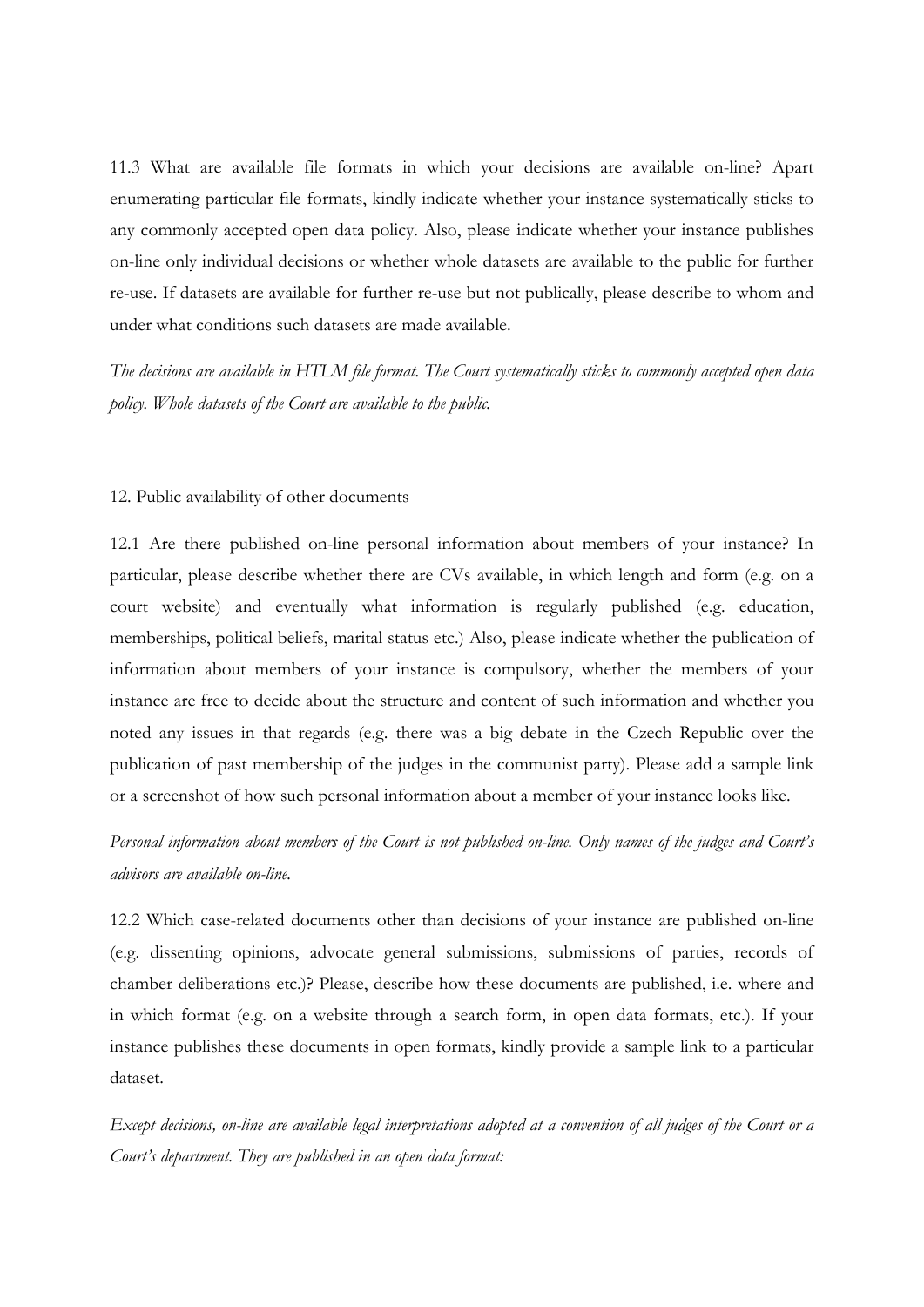11.3 What are available file formats in which your decisions are available on-line? Apart enumerating particular file formats, kindly indicate whether your instance systematically sticks to any commonly accepted open data policy. Also, please indicate whether your instance publishes on-line only individual decisions or whether whole datasets are available to the public for further re-use. If datasets are available for further re-use but not publically, please describe to whom and under what conditions such datasets are made available.

*The decisions are available in HTLM file format. The Court systematically sticks to commonly accepted open data policy. Whole datasets of the Court are available to the public.*

12. Public availability of other documents

12.1 Are there published on-line personal information about members of your instance? In particular, please describe whether there are CVs available, in which length and form (e.g. on a court website) and eventually what information is regularly published (e.g. education, memberships, political beliefs, marital status etc.) Also, please indicate whether the publication of information about members of your instance is compulsory, whether the members of your instance are free to decide about the structure and content of such information and whether you noted any issues in that regards (e.g. there was a big debate in the Czech Republic over the publication of past membership of the judges in the communist party). Please add a sample link or a screenshot of how such personal information about a member of your instance looks like.

*Personal information about members of the Court is not published on-line. Only names of the judges and Court's advisors are available on-line.*

12.2 Which case-related documents other than decisions of your instance are published on-line (e.g. dissenting opinions, advocate general submissions, submissions of parties, records of chamber deliberations etc.)? Please, describe how these documents are published, i.e. where and in which format (e.g. on a website through a search form, in open data formats, etc.). If your instance publishes these documents in open formats, kindly provide a sample link to a particular dataset.

*Except decisions, on-line are available legal interpretations adopted at a convention of all judges of the Court or a Court's department. They are published in an open data format:*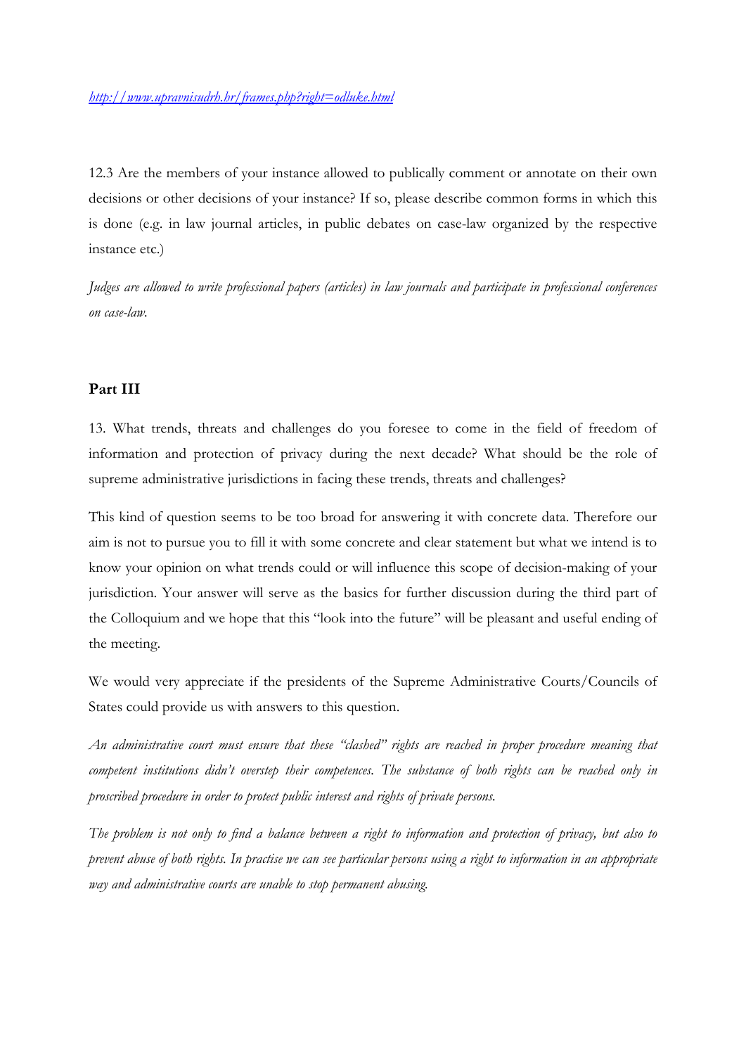*http://www.upravnisudrh.hr/frames.php?right=odluke.html*

12.3 Are the members of your instance allowed to publically comment or annotate on their own decisions or other decisions of your instance? If so, please describe common forms in which this is done (e.g. in law journal articles, in public debates on case-law organized by the respective instance etc.)

*Judges are allowed to write professional papers (articles) in law journals and participate in professional conferences on case-law.*

## Part III

13. What trends, threats and challenges do you foresee to come in the field of freedom of information and protection of privacy during the next decade? What should be the role of supreme administrative jurisdictions in facing these trends, threats and challenges?

This kind of question seems to be too broad for answering it with concrete data. Therefore our aim is not to pursue you to fill it with some concrete and clear statement but what we intend is to know your opinion on what trends could or will influence this scope of decision-making of your jurisdiction. Your answer will serve as the basics for further discussion during the third part of the Colloquium and we hope that this "look into the future" will be pleasant and useful ending of the meeting.

We would very appreciate if the presidents of the Supreme Administrative Courts/Councils of States could provide us with answers to this question.

*An administrative court must ensure that these "clashed" rights are reached in proper procedure meaning that competent institutions didn't overstep their competences. The substance of both rights can be reached only in proscribed procedure in order to protect public interest and rights of private persons.*

*The problem is not only to find a balance between a right to information and protection of privacy, but also to prevent abuse of both rights. In practise we can see particular persons using a right to information in an appropriate way and administrative courts are unable to stop permanent abusing.*